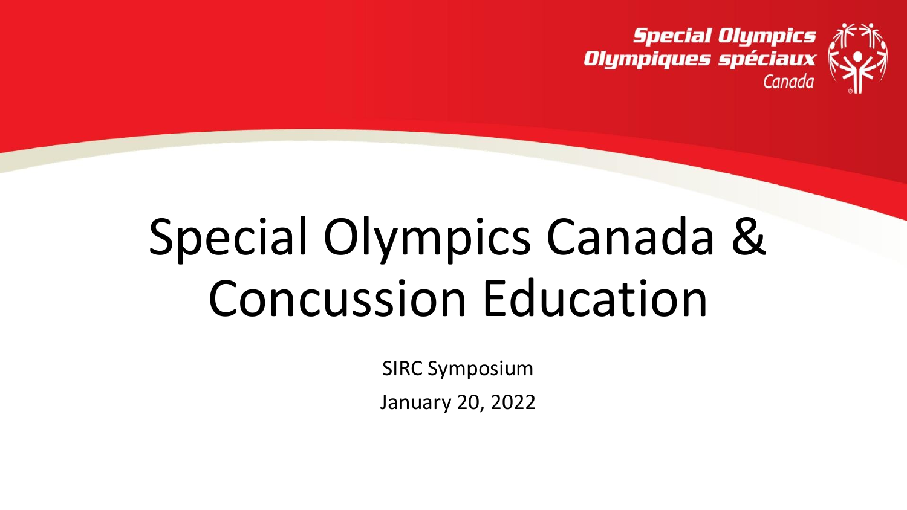Special Olympics
Olympiques spéciaux
Canada

# Special Olympics Canada & Concussion Education

SIRC Symposium

January 20, 2022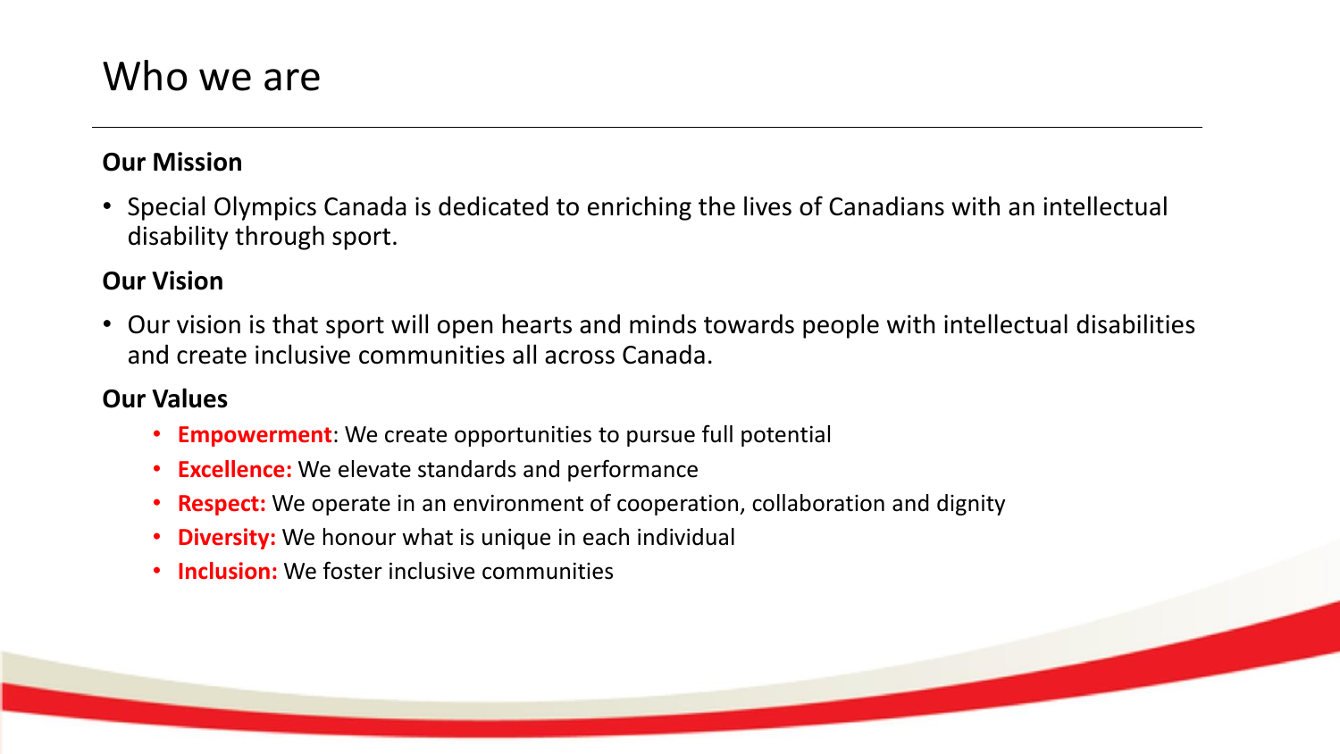# Who we are

**Our Mission**

- Special Olympics Canada is dedicated to enriching the lives of Canadians with an intellectual disability through sport.

**Our Vision**

- Our vision is that sport will open hearts and minds towards people with intellectual disabilities and create inclusive communities all across Canada.

**Our Values**

- **Empowerment**: We create opportunities to pursue full potential
- **Excellence:** We elevate standards and performance
- **Respect:** We operate in an environment of cooperation, collaboration and dignity
- **Diversity:** We honour what is unique in each individual
- **Inclusion:** We foster inclusive communities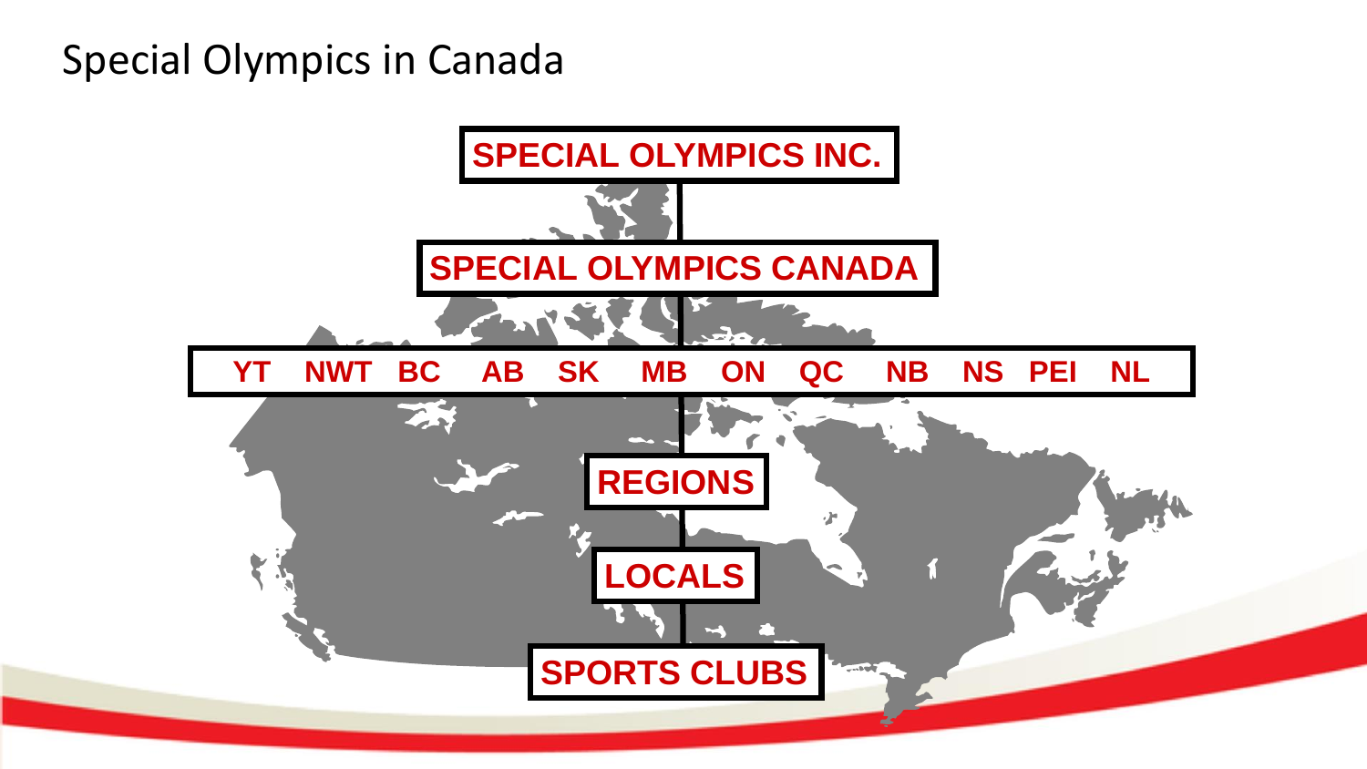# Special Olympics in Canada

SPECIAL OLYMPICS INC.

SPECIAL OLYMPICS CANADA

YT NWT BC AB SK MB ON QC NB NS PEI NL

REGIONS

LOCALS

SPORTS CLUBS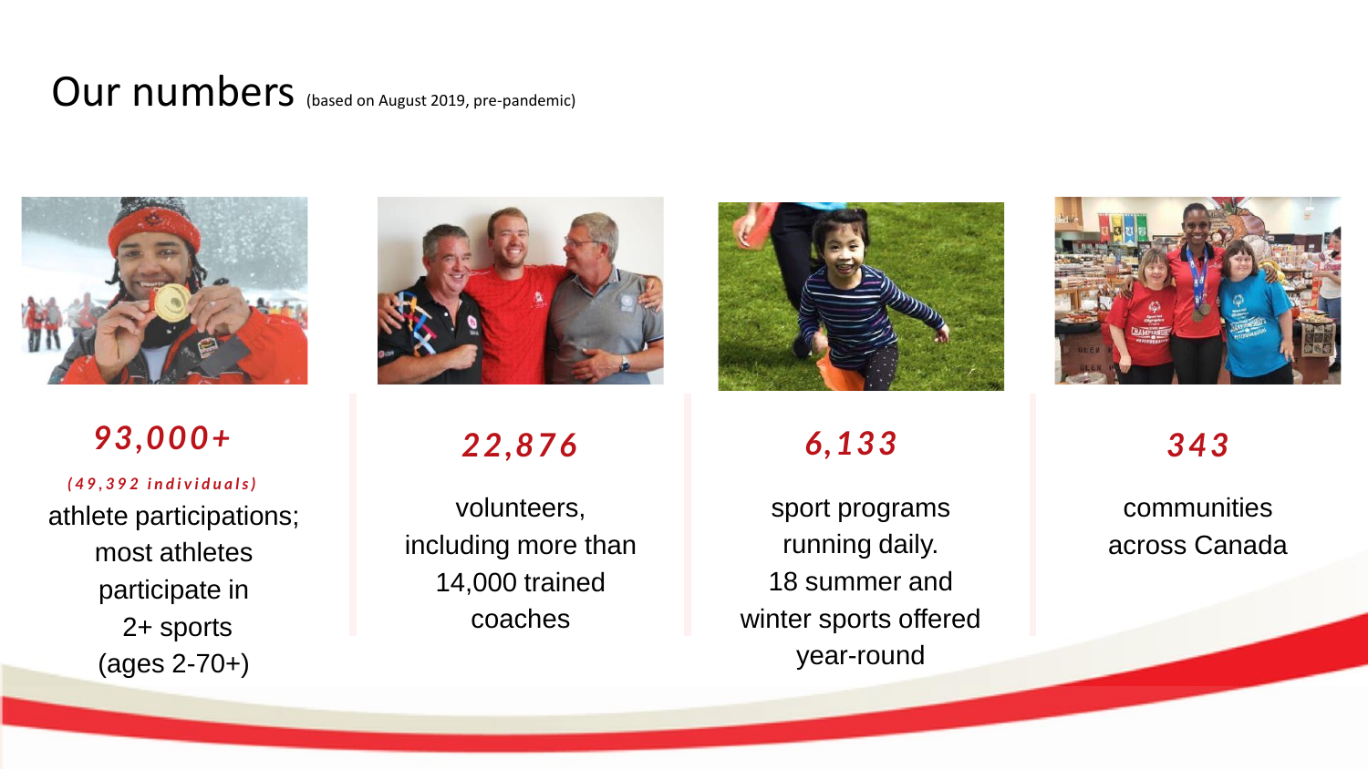# Our numbers (based on August 2019, pre-pandemic)

***93,000+***

***(49,392 individuals)***

athlete participations; most athletes participate in 2+ sports (ages 2-70+)

***22,876***

volunteers, including more than 14,000 trained coaches

***6,133***

sport programs running daily. 18 summer and winter sports offered year-round

***343***

communities across Canada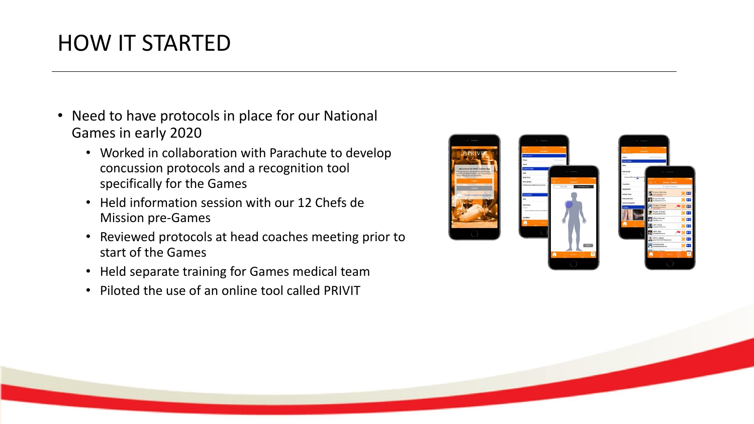# HOW IT STARTED

- Need to have protocols in place for our National Games in early 2020
  - Worked in collaboration with Parachute to develop concussion protocols and a recognition tool specifically for the Games
  - Held information session with our 12 Chefs de Mission pre-Games
  - Reviewed protocols at head coaches meeting prior to start of the Games
  - Held separate training for Games medical team
  - Piloted the use of an online tool called PRIVIT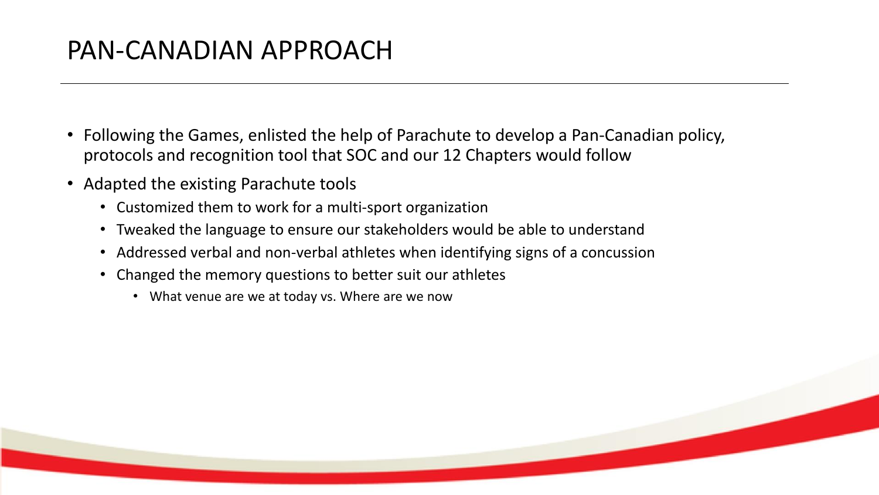# PAN-CANADIAN APPROACH

- Following the Games, enlisted the help of Parachute to develop a Pan-Canadian policy, protocols and recognition tool that SOC and our 12 Chapters would follow
- Adapted the existing Parachute tools
  - Customized them to work for a multi-sport organization
  - Tweaked the language to ensure our stakeholders would be able to understand
  - Addressed verbal and non-verbal athletes when identifying signs of a concussion
  - Changed the memory questions to better suit our athletes
    - What venue are we at today vs. Where are we now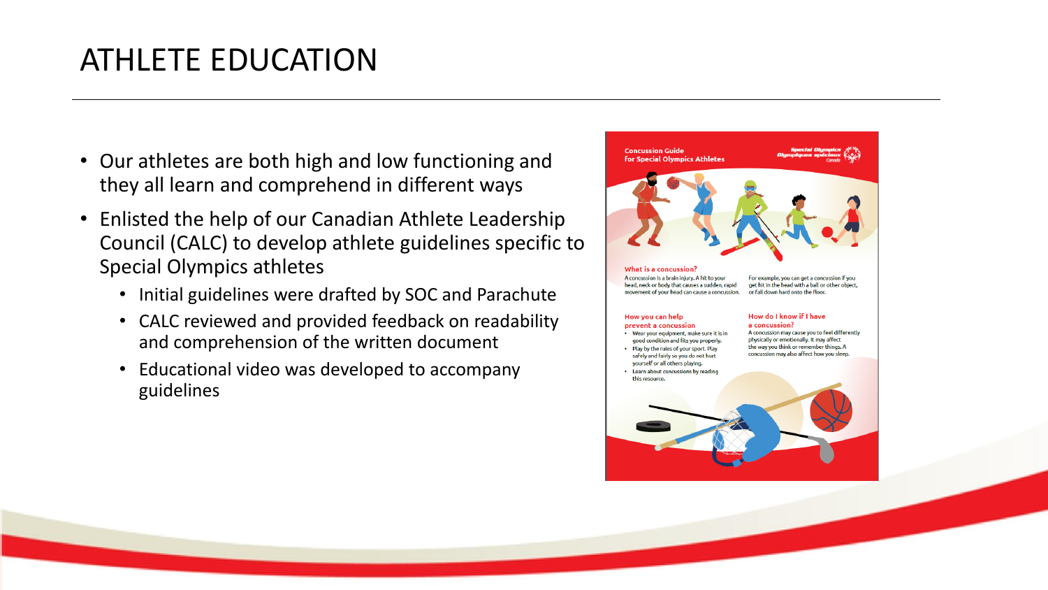# ATHLETE EDUCATION

- Our athletes are both high and low functioning and they all learn and comprehend in different ways
- Enlisted the help of our Canadian Athlete Leadership Council (CALC) to develop athlete guidelines specific to Special Olympics athletes
  - Initial guidelines were drafted by SOC and Parachute
  - CALC reviewed and provided feedback on readability and comprehension of the written document
  - Educational video was developed to accompany guidelines

Concussion Guide
for Special Olympics Athletes

Special Olympics
Olympiques spéciaux
Canada

**What is a concussion?**

A concussion is a brain injury. A hit to your head, neck or body that causes a sudden, rapid movement of your head can cause a concussion.

For example, you can get a concussion if you get hit in the head with a ball or other object, or fall down hard onto the floor.

**How you can help prevent a concussion**

- Wear your equipment, make sure it is in good condition and fits you properly.
- Play by the rules of your sport. Play safely and fairly so you do not hurt yourself or all others playing.
- Learn about concussions by reading this resource.

**How do I know if I have a concussion?**

A concussion may cause you to feel differently physically or emotionally. It may affect the way you think or remember things. A concussion may also affect how you sleep.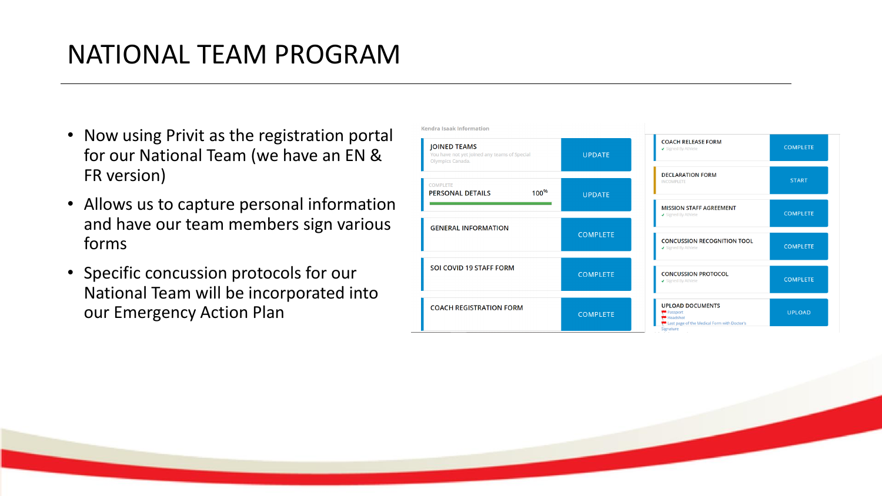# NATIONAL TEAM PROGRAM

- Now using Privit as the registration portal for our National Team (we have an EN & FR version)
- Allows us to capture personal information and have our team members sign various forms
- Specific concussion protocols for our National Team will be incorporated into our Emergency Action Plan

Kendra Isaak Information

| Form | Status | Action |
| --- | --- | --- |
| JOINED TEAMS | You have not yet joined any teams of Special Olympics Canada. | UPDATE |
| PERSONAL DETAILS | COMPLETE 100% | UPDATE |
| GENERAL INFORMATION | | COMPLETE |
| SOI COVID 19 STAFF FORM | | COMPLETE |
| COACH REGISTRATION FORM | | COMPLETE |
| COACH RELEASE FORM | ✔ Signed by Athlete | COMPLETE |
| DECLARATION FORM | INCOMPLETE | START |
| MISSION STAFF AGREEMENT | ✔ Signed by Athlete | COMPLETE |
| CONCUSSION RECOGNITION TOOL | ✔ Signed by Athlete | COMPLETE |
| CONCUSSION PROTOCOL | ✔ Signed by Athlete | COMPLETE |
| UPLOAD DOCUMENTS | Passport; Headshot; Last page of the Medical Form with Doctor's Signature | UPLOAD |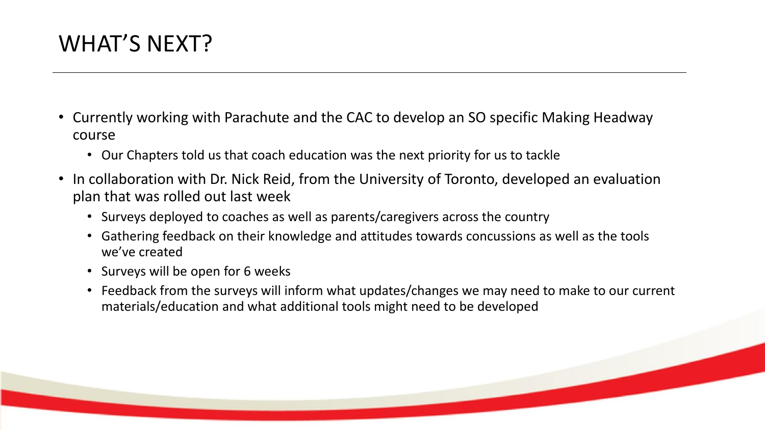# WHAT'S NEXT?

- Currently working with Parachute and the CAC to develop an SO specific Making Headway course
  - Our Chapters told us that coach education was the next priority for us to tackle
- In collaboration with Dr. Nick Reid, from the University of Toronto, developed an evaluation plan that was rolled out last week
  - Surveys deployed to coaches as well as parents/caregivers across the country
  - Gathering feedback on their knowledge and attitudes towards concussions as well as the tools we've created
  - Surveys will be open for 6 weeks
  - Feedback from the surveys will inform what updates/changes we may need to make to our current materials/education and what additional tools might need to be developed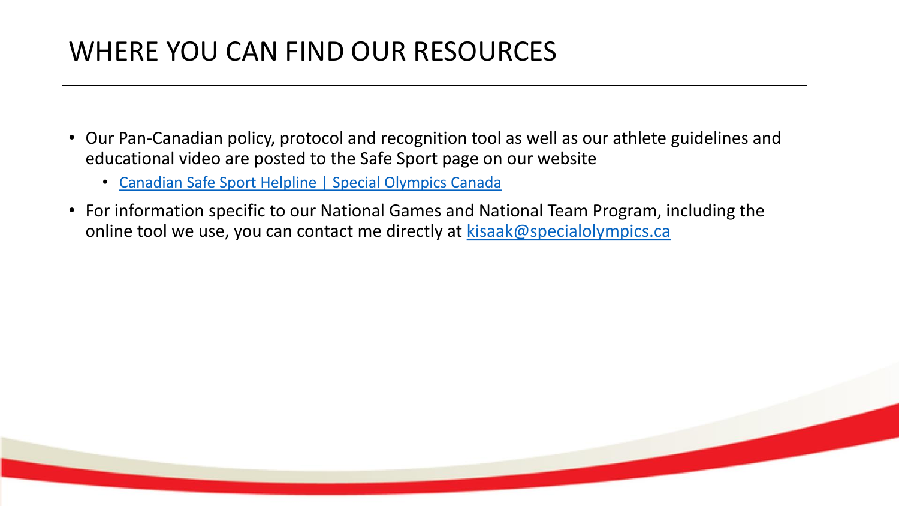# WHERE YOU CAN FIND OUR RESOURCES

- Our Pan-Canadian policy, protocol and recognition tool as well as our athlete guidelines and educational video are posted to the Safe Sport page on our website
  - Canadian Safe Sport Helpline | Special Olympics Canada
- For information specific to our National Games and National Team Program, including the online tool we use, you can contact me directly at kisaak@specialolympics.ca